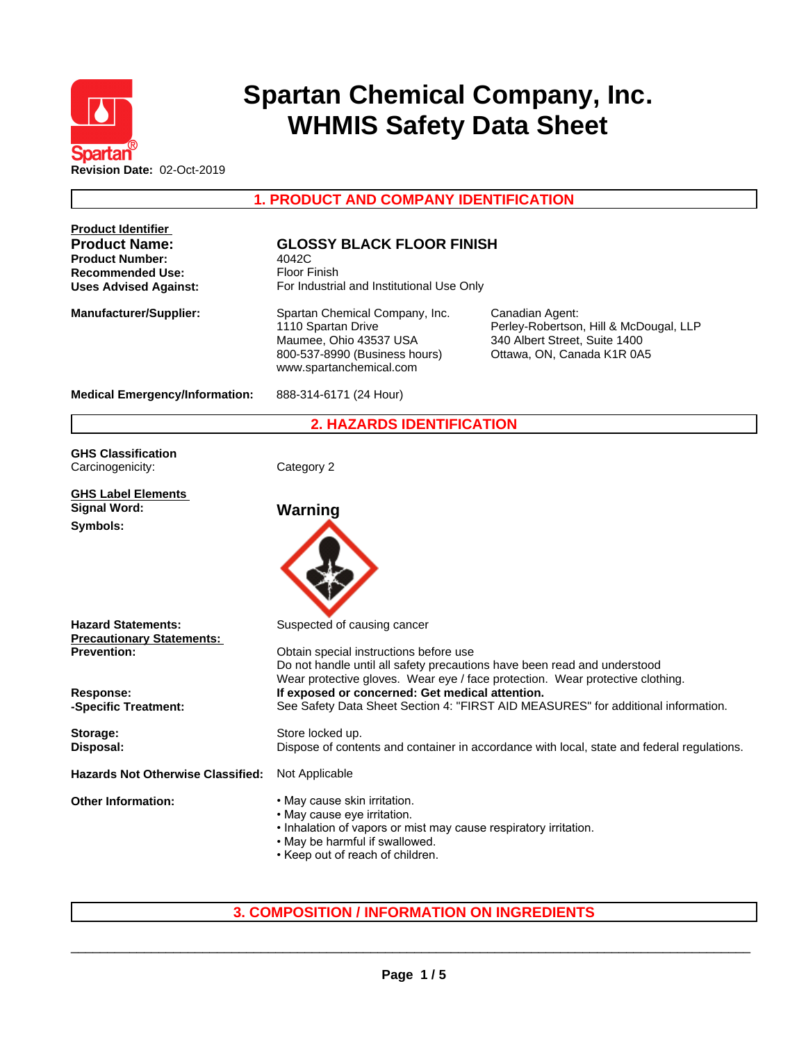# Spartan Chemical Company, Inc.
# WHMIS Safety Data Sheet

**Revision Date:** 02-Oct-2019

## 1. PRODUCT AND COMPANY IDENTIFICATION

**Product Identifier**

**Product Name:** GLOSSY BLACK FLOOR FINISH

**Product Number:** 4042C

**Recommended Use:** Floor Finish

**Uses Advised Against:** For Industrial and Institutional Use Only

**Manufacturer/Supplier:**
Spartan Chemical Company, Inc.
1110 Spartan Drive
Maumee, Ohio 43537 USA
800-537-8990 (Business hours)
www.spartanchemical.com

Canadian Agent:
Perley-Robertson, Hill & McDougal, LLP
340 Albert Street, Suite 1400
Ottawa, ON, Canada K1R 0A5

**Medical Emergency/Information:** 888-314-6171 (24 Hour)

## 2. HAZARDS IDENTIFICATION

**GHS Classification**
Carcinogenicity: Category 2

**GHS Label Elements**

**Signal Word:** **Warning**

**Symbols:**

**Hazard Statements:** Suspected of causing cancer

**Precautionary Statements:**

**Prevention:**
Obtain special instructions before use
Do not handle until all safety precautions have been read and understood
Wear protective gloves. Wear eye / face protection. Wear protective clothing.

**Response:** **If exposed or concerned: Get medical attention.**

**-Specific Treatment:** See Safety Data Sheet Section 4: "FIRST AID MEASURES" for additional information.

**Storage:** Store locked up.

**Disposal:** Dispose of contents and container in accordance with local, state and federal regulations.

**Hazards Not Otherwise Classified:** Not Applicable

**Other Information:**
- May cause skin irritation.
- May cause eye irritation.
- Inhalation of vapors or mist may cause respiratory irritation.
- May be harmful if swallowed.
- Keep out of reach of children.

## 3. COMPOSITION / INFORMATION ON INGREDIENTS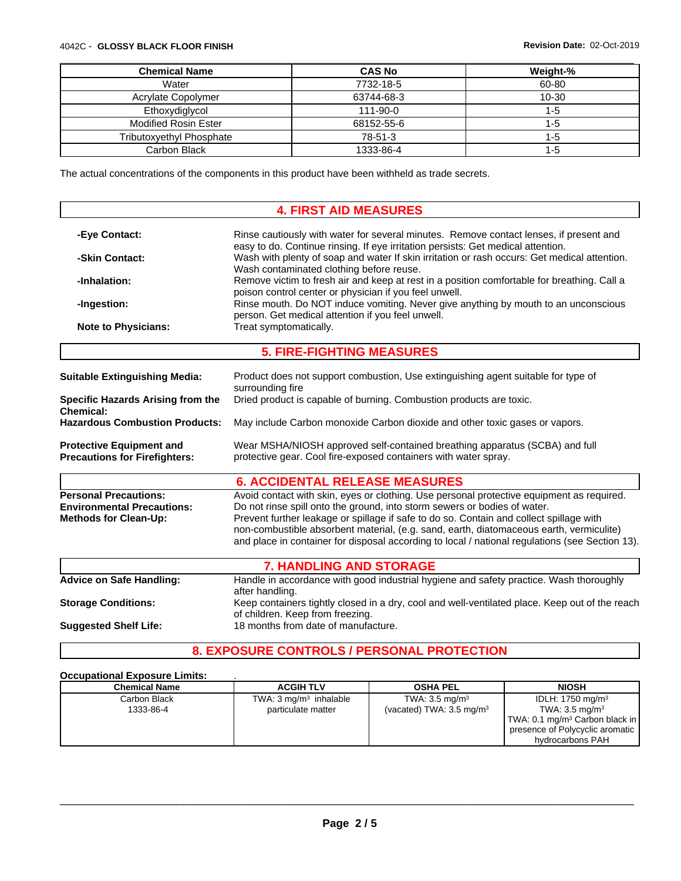| Chemical Name | CAS No | Weight-% |
|---|---|---|
| Water | 7732-18-5 | 60-80 |
| Acrylate Copolymer | 63744-68-3 | 10-30 |
| Ethoxydiglycol | 111-90-0 | 1-5 |
| Modified Rosin Ester | 68152-55-6 | 1-5 |
| Tributoxyethyl Phosphate | 78-51-3 | 1-5 |
| Carbon Black | 1333-86-4 | 1-5 |

The actual concentrations of the components in this product have been withheld as trade secrets.

## 4. FIRST AID MEASURES

**-Eye Contact:** Rinse cautiously with water for several minutes. Remove contact lenses, if present and easy to do. Continue rinsing. If eye irritation persists: Get medical attention.

**-Skin Contact:** Wash with plenty of soap and water If skin irritation or rash occurs: Get medical attention. Wash contaminated clothing before reuse.

**-Inhalation:** Remove victim to fresh air and keep at rest in a position comfortable for breathing. Call a poison control center or physician if you feel unwell.

**-Ingestion:** Rinse mouth. Do NOT induce vomiting. Never give anything by mouth to an unconscious person. Get medical attention if you feel unwell.

**Note to Physicians:** Treat symptomatically.

## 5. FIRE-FIGHTING MEASURES

**Suitable Extinguishing Media:** Product does not support combustion, Use extinguishing agent suitable for type of surrounding fire

**Specific Hazards Arising from the Chemical:** Dried product is capable of burning. Combustion products are toxic.

**Hazardous Combustion Products:** May include Carbon monoxide Carbon dioxide and other toxic gases or vapors.

**Protective Equipment and Precautions for Firefighters:** Wear MSHA/NIOSH approved self-contained breathing apparatus (SCBA) and full protective gear. Cool fire-exposed containers with water spray.

## 6. ACCIDENTAL RELEASE MEASURES

**Personal Precautions:** Avoid contact with skin, eyes or clothing. Use personal protective equipment as required.

**Environmental Precautions:** Do not rinse spill onto the ground, into storm sewers or bodies of water.

**Methods for Clean-Up:** Prevent further leakage or spillage if safe to do so. Contain and collect spillage with non-combustible absorbent material, (e.g. sand, earth, diatomaceous earth, vermiculite) and place in container for disposal according to local / national regulations (see Section 13).

## 7. HANDLING AND STORAGE

**Advice on Safe Handling:** Handle in accordance with good industrial hygiene and safety practice. Wash thoroughly after handling.

**Storage Conditions:** Keep containers tightly closed in a dry, cool and well-ventilated place. Keep out of the reach of children. Keep from freezing.

**Suggested Shelf Life:** 18 months from date of manufacture.

## 8. EXPOSURE CONTROLS / PERSONAL PROTECTION

**Occupational Exposure Limits:** .

| Chemical Name | ACGIH TLV | OSHA PEL | NIOSH |
|---|---|---|---|
| Carbon Black<br>1333-86-4 | TWA: 3 mg/m³ inhalable particulate matter | TWA: 3.5 mg/m³<br>(vacated) TWA: 3.5 mg/m³ | IDLH: 1750 mg/m³<br>TWA: 3.5 mg/m³<br>TWA: 0.1 mg/m³ Carbon black in presence of Polycyclic aromatic hydrocarbons PAH |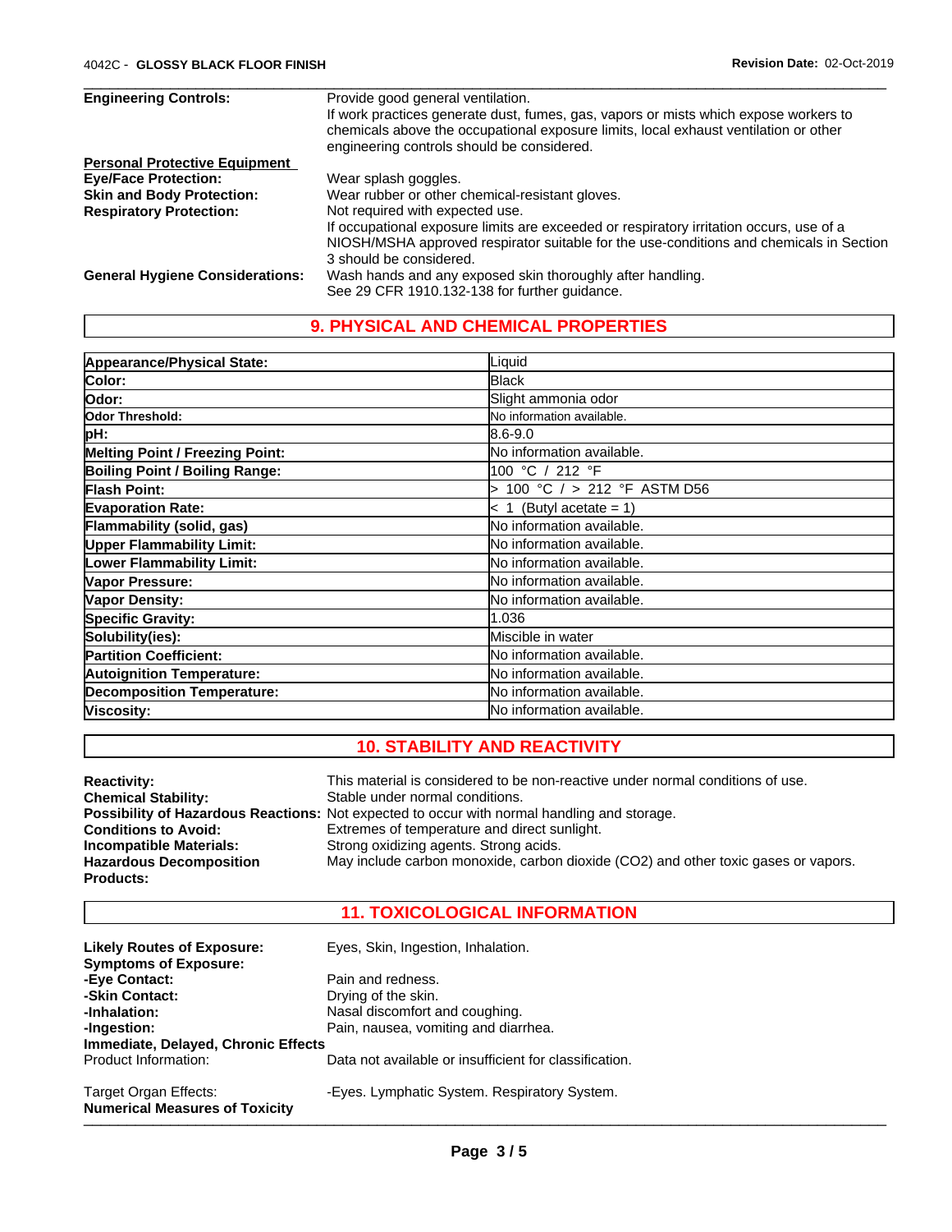| | |
|---|---|
| **Engineering Controls:** | Provide good general ventilation.<br>If work practices generate dust, fumes, gas, vapors or mists which expose workers to chemicals above the occupational exposure limits, local exhaust ventilation or other engineering controls should be considered. |

**Personal Protective Equipment**

| | |
|---|---|
| **Eye/Face Protection:** | Wear splash goggles. |
| **Skin and Body Protection:** | Wear rubber or other chemical-resistant gloves. |
| **Respiratory Protection:** | Not required with expected use.<br>If occupational exposure limits are exceeded or respiratory irritation occurs, use of a NIOSH/MSHA approved respirator suitable for the use-conditions and chemicals in Section 3 should be considered. |
| **General Hygiene Considerations:** | Wash hands and any exposed skin thoroughly after handling.<br>See 29 CFR 1910.132-138 for further guidance. |

## 9. PHYSICAL AND CHEMICAL PROPERTIES

| Property | Value |
|---|---|
| **Appearance/Physical State:** | Liquid |
| **Color:** | Black |
| **Odor:** | Slight ammonia odor |
| **Odor Threshold:** | No information available. |
| **pH:** | 8.6-9.0 |
| **Melting Point / Freezing Point:** | No information available. |
| **Boiling Point / Boiling Range:** | 100 °C / 212 °F |
| **Flash Point:** | > 100 °C / > 212 °F ASTM D56 |
| **Evaporation Rate:** | < 1 (Butyl acetate = 1) |
| **Flammability (solid, gas)** | No information available. |
| **Upper Flammability Limit:** | No information available. |
| **Lower Flammability Limit:** | No information available. |
| **Vapor Pressure:** | No information available. |
| **Vapor Density:** | No information available. |
| **Specific Gravity:** | 1.036 |
| **Solubility(ies):** | Miscible in water |
| **Partition Coefficient:** | No information available. |
| **Autoignition Temperature:** | No information available. |
| **Decomposition Temperature:** | No information available. |
| **Viscosity:** | No information available. |

## 10. STABILITY AND REACTIVITY

| | |
|---|---|
| **Reactivity:** | This material is considered to be non-reactive under normal conditions of use. |
| **Chemical Stability:** | Stable under normal conditions. |
| **Possibility of Hazardous Reactions:** | Not expected to occur with normal handling and storage. |
| **Conditions to Avoid:** | Extremes of temperature and direct sunlight. |
| **Incompatible Materials:** | Strong oxidizing agents. Strong acids. |
| **Hazardous Decomposition Products:** | May include carbon monoxide, carbon dioxide ($CO_2$) and other toxic gases or vapors. |

## 11. TOXICOLOGICAL INFORMATION

| | |
|---|---|
| **Likely Routes of Exposure:** | Eyes, Skin, Ingestion, Inhalation. |
| **Symptoms of Exposure:** | |
| **-Eye Contact:** | Pain and redness. |
| **-Skin Contact:** | Drying of the skin. |
| **-Inhalation:** | Nasal discomfort and coughing. |
| **-Ingestion:** | Pain, nausea, vomiting and diarrhea. |

**Immediate, Delayed, Chronic Effects**

| | |
|---|---|
| Product Information: | Data not available or insufficient for classification. |
| Target Organ Effects: | -Eyes. Lymphatic System. Respiratory System. |

**Numerical Measures of Toxicity**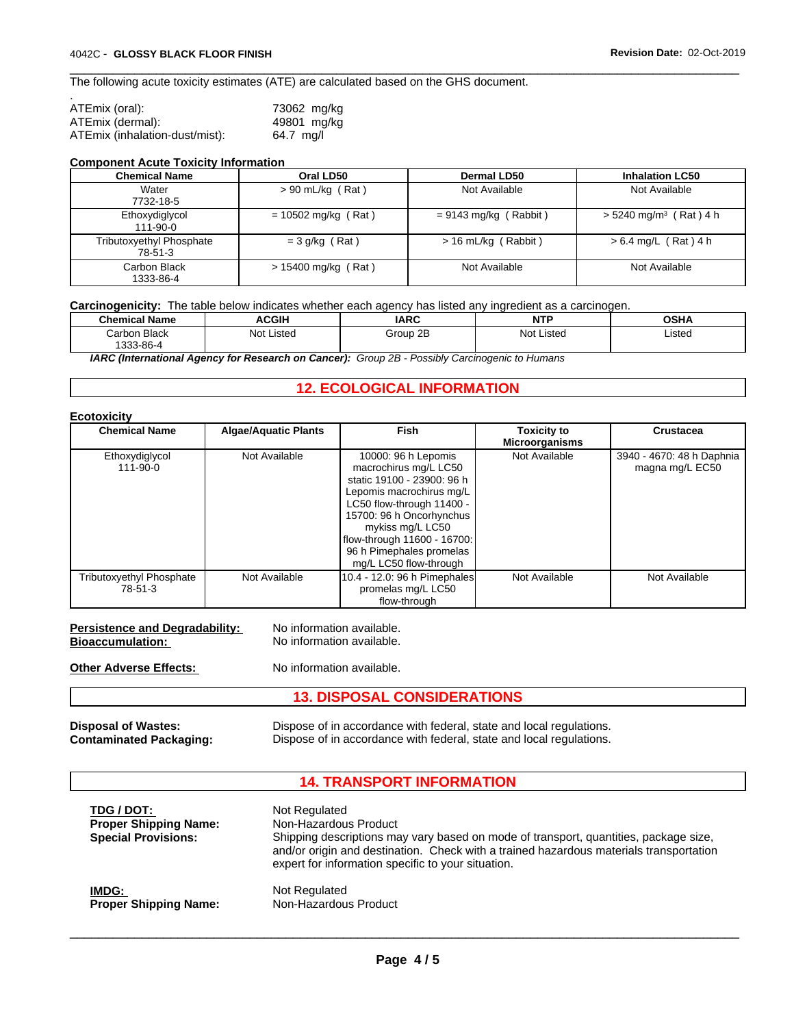The following acute toxicity estimates (ATE) are calculated based on the GHS document.

.

| | |
|---|---|
| ATEmix (oral): | 73062 mg/kg |
| ATEmix (dermal): | 49801 mg/kg |
| ATEmix (inhalation-dust/mist): | 64.7 mg/l |

**Component Acute Toxicity Information**

| Chemical Name | Oral LD50 | Dermal LD50 | Inhalation LC50 |
|---|---|---|---|
| Water 7732-18-5 | > 90 mL/kg ( Rat ) | Not Available | Not Available |
| Ethoxydiglycol 111-90-0 | = 10502 mg/kg ( Rat ) | = 9143 mg/kg ( Rabbit ) | > 5240 mg/m³ ( Rat ) 4 h |
| Tributoxyethyl Phosphate 78-51-3 | = 3 g/kg ( Rat ) | > 16 mL/kg ( Rabbit ) | > 6.4 mg/L ( Rat ) 4 h |
| Carbon Black 1333-86-4 | > 15400 mg/kg ( Rat ) | Not Available | Not Available |

**Carcinogenicity:** The table below indicates whether each agency has listed any ingredient as a carcinogen.

| Chemical Name | ACGIH | IARC | NTP | OSHA |
|---|---|---|---|---|
| Carbon Black 1333-86-4 | Not Listed | Group 2B | Not Listed | Listed |

***IARC (International Agency for Research on Cancer):*** *Group 2B - Possibly Carcinogenic to Humans*

## 12. ECOLOGICAL INFORMATION

**Ecotoxicity**

| Chemical Name | Algae/Aquatic Plants | Fish | Toxicity to Microorganisms | Crustacea |
|---|---|---|---|---|
| Ethoxydiglycol 111-90-0 | Not Available | 10000: 96 h Lepomis macrochirus mg/L LC50 static 19100 - 23900: 96 h Lepomis macrochirus mg/L LC50 flow-through 11400 - 15700: 96 h Oncorhynchus mykiss mg/L LC50 flow-through 11600 - 16700: 96 h Pimephales promelas mg/L LC50 flow-through | Not Available | 3940 - 4670: 48 h Daphnia magna mg/L EC50 |
| Tributoxyethyl Phosphate 78-51-3 | Not Available | 10.4 - 12.0: 96 h Pimephales promelas mg/L LC50 flow-through | Not Available | Not Available |

**Persistence and Degradability:** No information available.
**Bioaccumulation:** No information available.

**Other Adverse Effects:** No information available.

## 13. DISPOSAL CONSIDERATIONS

**Disposal of Wastes:** Dispose of in accordance with federal, state and local regulations.
**Contaminated Packaging:** Dispose of in accordance with federal, state and local regulations.

## 14. TRANSPORT INFORMATION

**TDG / DOT:** Not Regulated
**Proper Shipping Name:** Non-Hazardous Product
**Special Provisions:** Shipping descriptions may vary based on mode of transport, quantities, package size, and/or origin and destination. Check with a trained hazardous materials transportation expert for information specific to your situation.

**IMDG:** Not Regulated
**Proper Shipping Name:** Non-Hazardous Product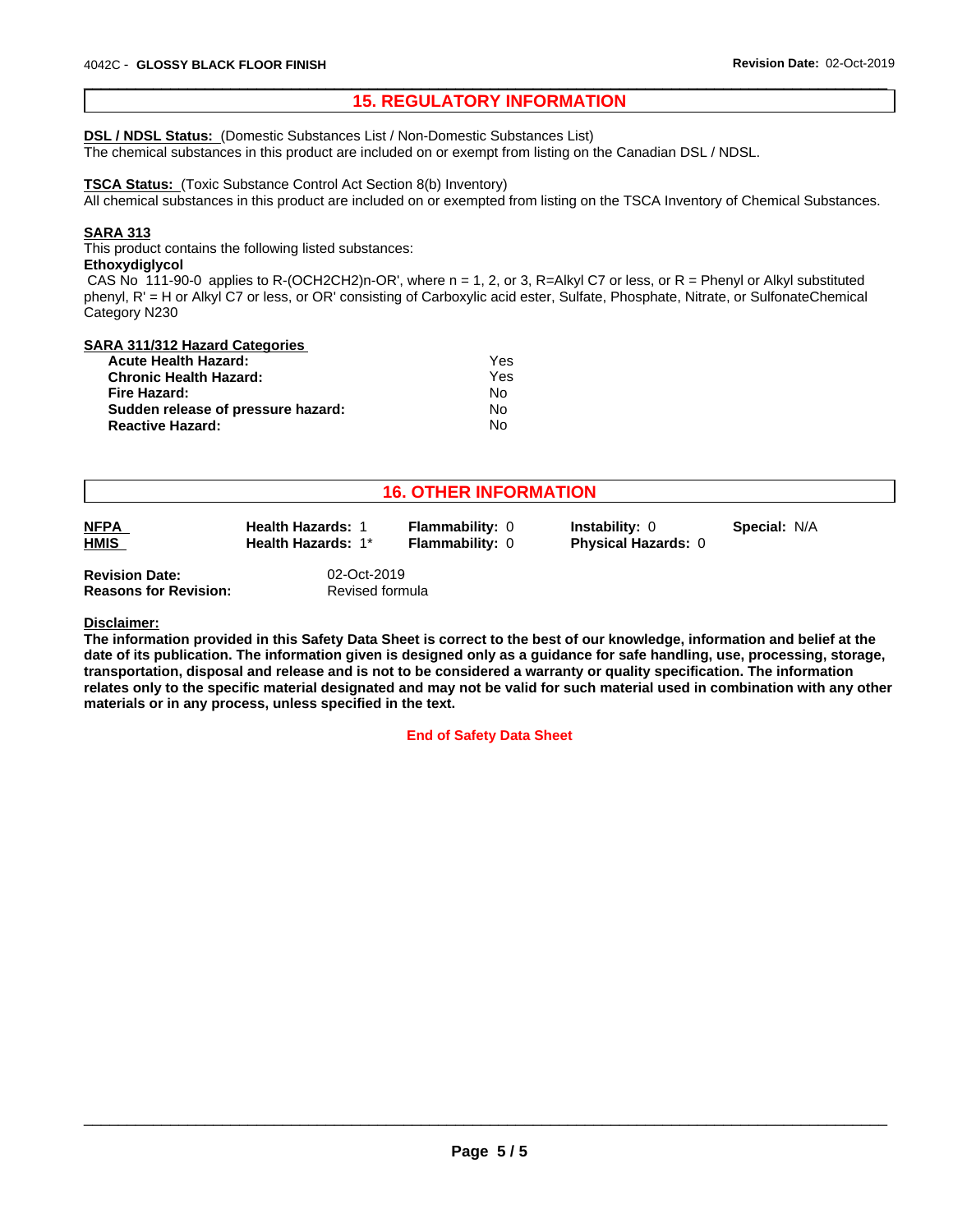## 15. REGULATORY INFORMATION

**DSL / NDSL Status:** (Domestic Substances List / Non-Domestic Substances List)
The chemical substances in this product are included on or exempt from listing on the Canadian DSL / NDSL.

**TSCA Status:** (Toxic Substance Control Act Section 8(b) Inventory)
All chemical substances in this product are included on or exempted from listing on the TSCA Inventory of Chemical Substances.

**SARA 313**
This product contains the following listed substances:
**Ethoxydiglycol**
CAS No 111-90-0 applies to R-(OCH2CH2)n-OR', where n = 1, 2, or 3, R=Alkyl C7 or less, or R = Phenyl or Alkyl substituted phenyl, R' = H or Alkyl C7 or less, or OR' consisting of Carboxylic acid ester, Sulfate, Phosphate, Nitrate, or SulfonateChemical Category N230

**SARA 311/312 Hazard Categories**

| | |
|---|---|
| **Acute Health Hazard:** | Yes |
| **Chronic Health Hazard:** | Yes |
| **Fire Hazard:** | No |
| **Sudden release of pressure hazard:** | No |
| **Reactive Hazard:** | No |

## 16. OTHER INFORMATION

| | | | | |
|---|---|---|---|---|
| **NFPA** | **Health Hazards:** 1 | **Flammability:** 0 | **Instability:** 0 | **Special:** N/A |
| **HMIS** | **Health Hazards:** 1* | **Flammability:** 0 | **Physical Hazards:** 0 | |

**Revision Date:** 02-Oct-2019
**Reasons for Revision:** Revised formula

**Disclaimer:**
**The information provided in this Safety Data Sheet is correct to the best of our knowledge, information and belief at the date of its publication. The information given is designed only as a guidance for safe handling, use, processing, storage, transportation, disposal and release and is not to be considered a warranty or quality specification. The information relates only to the specific material designated and may not be valid for such material used in combination with any other materials or in any process, unless specified in the text.**

**End of Safety Data Sheet**